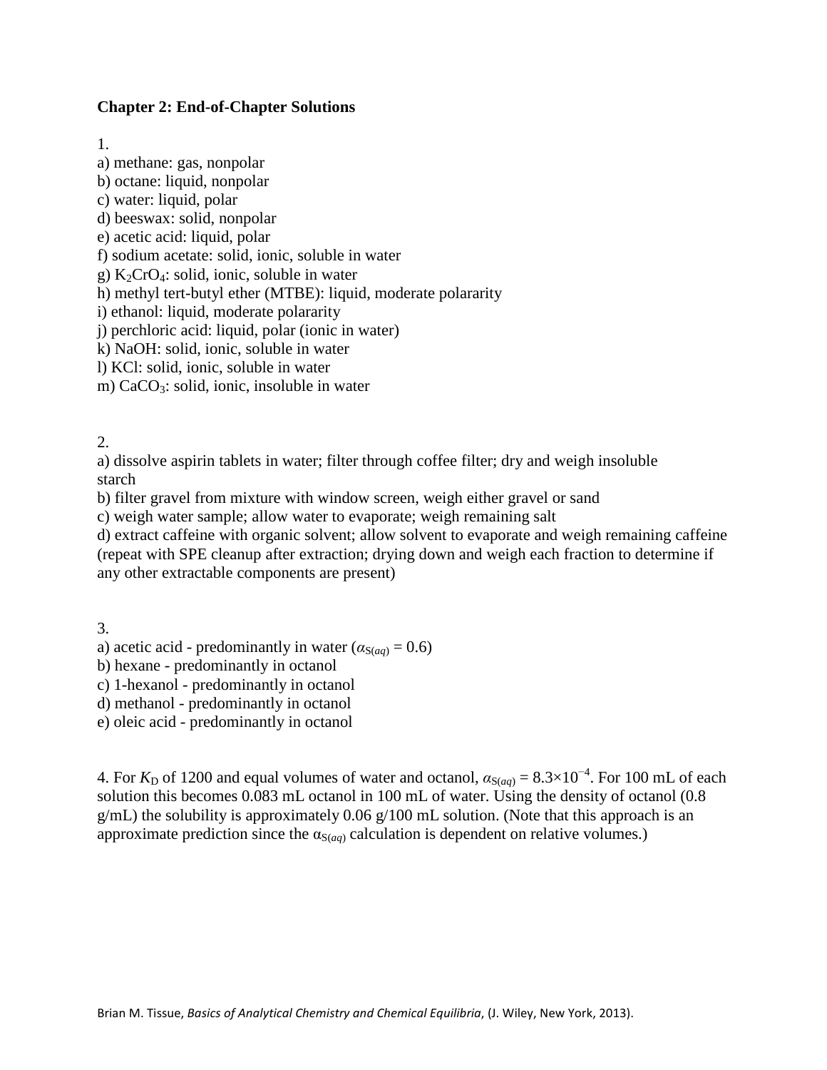**Chapter 2: End-of-Chapter Solutions**

1.

a) methane: gas, nonpolar
b) octane: liquid, nonpolar
c) water: liquid, polar
d) beeswax: solid, nonpolar
e) acetic acid: liquid, polar
f) sodium acetate: solid, ionic, soluble in water
g) $K_2CrO_4$: solid, ionic, soluble in water
h) methyl tert-butyl ether (MTBE): liquid, moderate polararity
i) ethanol: liquid, moderate polararity
j) perchloric acid: liquid, polar (ionic in water)
k) NaOH: solid, ionic, soluble in water
l) KCl: solid, ionic, soluble in water
m) $CaCO_3$: solid, ionic, insoluble in water

2.

a) dissolve aspirin tablets in water; filter through coffee filter; dry and weigh insoluble starch
b) filter gravel from mixture with window screen, weigh either gravel or sand
c) weigh water sample; allow water to evaporate; weigh remaining salt
d) extract caffeine with organic solvent; allow solvent to evaporate and weigh remaining caffeine (repeat with SPE cleanup after extraction; drying down and weigh each fraction to determine if any other extractable components are present)

3.

a) acetic acid - predominantly in water ($\alpha_{S(aq)} = 0.6$)
b) hexane - predominantly in octanol
c) 1-hexanol - predominantly in octanol
d) methanol - predominantly in octanol
e) oleic acid - predominantly in octanol

4. For $K_D$ of 1200 and equal volumes of water and octanol, $\alpha_{S(aq)} = 8.3\times10^{-4}$. For 100 mL of each solution this becomes 0.083 mL octanol in 100 mL of water. Using the density of octanol (0.8 g/mL) the solubility is approximately 0.06 g/100 mL solution. (Note that this approach is an approximate prediction since the $\alpha_{S(aq)}$ calculation is dependent on relative volumes.)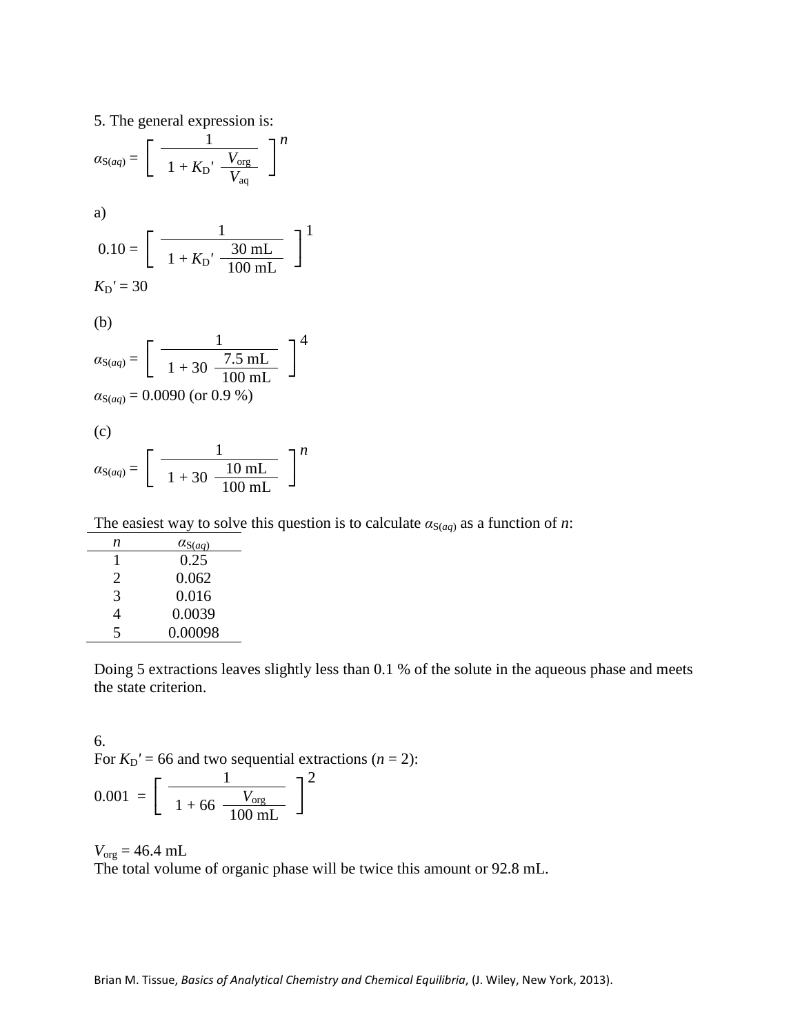5. The general expression is:

$$\alpha_{S(aq)} = \left[ \frac{1}{1 + K_D' \dfrac{V_{org}}{V_{aq}}} \right]^n$$

a)

$$0.10 = \left[ \frac{1}{1 + K_D' \dfrac{30\text{ mL}}{100\text{ mL}}} \right]^1$$

$K_D' = 30$

(b)

$$\alpha_{S(aq)} = \left[ \frac{1}{1 + 30 \dfrac{7.5\text{ mL}}{100\text{ mL}}} \right]^4$$

$\alpha_{S(aq)} = 0.0090$ (or 0.9 %)

(c)

$$\alpha_{S(aq)} = \left[ \frac{1}{1 + 30 \dfrac{10\text{ mL}}{100\text{ mL}}} \right]^n$$

The easiest way to solve this question is to calculate $\alpha_{S(aq)}$ as a function of $n$:

| $n$ | $\alpha_{S(aq)}$ |
|---|---|
| 1 | 0.25 |
| 2 | 0.062 |
| 3 | 0.016 |
| 4 | 0.0039 |
| 5 | 0.00098 |

Doing 5 extractions leaves slightly less than 0.1 % of the solute in the aqueous phase and meets the state criterion.

6.

For $K_D' = 66$ and two sequential extractions ($n = 2$):

$$0.001 = \left[ \frac{1}{1 + 66 \dfrac{V_{org}}{100\text{ mL}}} \right]^2$$

$V_{org} = 46.4$ mL

The total volume of organic phase will be twice this amount or 92.8 mL.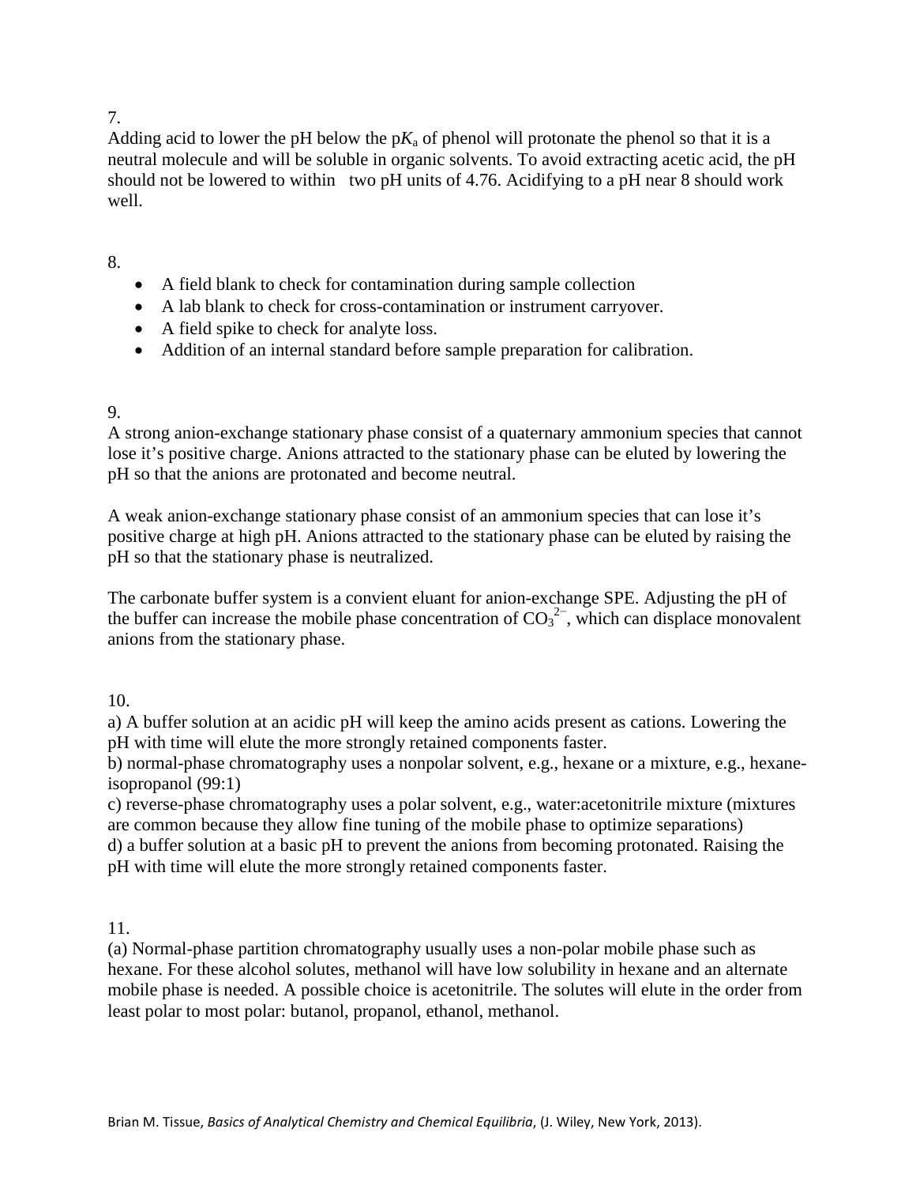7.

Adding acid to lower the pH below the p$K_a$ of phenol will protonate the phenol so that it is a neutral molecule and will be soluble in organic solvents. To avoid extracting acetic acid, the pH should not be lowered to within two pH units of 4.76. Acidifying to a pH near 8 should work well.

8.

- A field blank to check for contamination during sample collection
- A lab blank to check for cross-contamination or instrument carryover.
- A field spike to check for analyte loss.
- Addition of an internal standard before sample preparation for calibration.

9.

A strong anion-exchange stationary phase consist of a quaternary ammonium species that cannot lose it's positive charge. Anions attracted to the stationary phase can be eluted by lowering the pH so that the anions are protonated and become neutral.

A weak anion-exchange stationary phase consist of an ammonium species that can lose it's positive charge at high pH. Anions attracted to the stationary phase can be eluted by raising the pH so that the stationary phase is neutralized.

The carbonate buffer system is a convient eluant for anion-exchange SPE. Adjusting the pH of the buffer can increase the mobile phase concentration of $CO_3^{2-}$, which can displace monovalent anions from the stationary phase.

10.

a) A buffer solution at an acidic pH will keep the amino acids present as cations. Lowering the pH with time will elute the more strongly retained components faster.
b) normal-phase chromatography uses a nonpolar solvent, e.g., hexane or a mixture, e.g., hexane-isopropanol (99:1)
c) reverse-phase chromatography uses a polar solvent, e.g., water:acetonitrile mixture (mixtures are common because they allow fine tuning of the mobile phase to optimize separations)
d) a buffer solution at a basic pH to prevent the anions from becoming protonated. Raising the pH with time will elute the more strongly retained components faster.

11.

(a) Normal-phase partition chromatography usually uses a non-polar mobile phase such as hexane. For these alcohol solutes, methanol will have low solubility in hexane and an alternate mobile phase is needed. A possible choice is acetonitrile. The solutes will elute in the order from least polar to most polar: butanol, propanol, ethanol, methanol.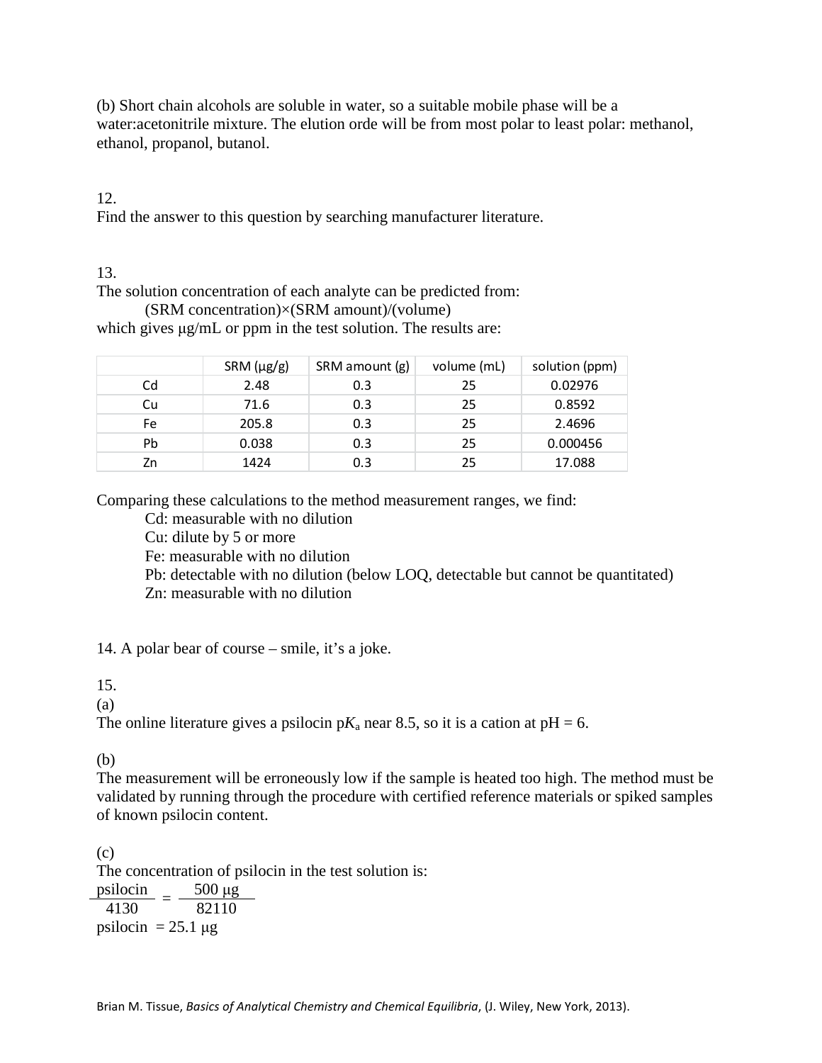(b) Short chain alcohols are soluble in water, so a suitable mobile phase will be a water:acetonitrile mixture. The elution orde will be from most polar to least polar: methanol, ethanol, propanol, butanol.

12.
Find the answer to this question by searching manufacturer literature.

13.
The solution concentration of each analyte can be predicted from:

(SRM concentration)×(SRM amount)/(volume)

which gives μg/mL or ppm in the test solution. The results are:

| | SRM (μg/g) | SRM amount (g) | volume (mL) | solution (ppm) |
|---|---|---|---|---|
| Cd | 2.48 | 0.3 | 25 | 0.02976 |
| Cu | 71.6 | 0.3 | 25 | 0.8592 |
| Fe | 205.8 | 0.3 | 25 | 2.4696 |
| Pb | 0.038 | 0.3 | 25 | 0.000456 |
| Zn | 1424 | 0.3 | 25 | 17.088 |

Comparing these calculations to the method measurement ranges, we find:

Cd: measurable with no dilution
Cu: dilute by 5 or more
Fe: measurable with no dilution
Pb: detectable with no dilution (below LOQ, detectable but cannot be quantitated)
Zn: measurable with no dilution

14. A polar bear of course – smile, it's a joke.

15.
(a)
The online literature gives a psilocin p$K_a$ near 8.5, so it is a cation at pH = 6.

(b)
The measurement will be erroneously low if the sample is heated too high. The method must be validated by running through the procedure with certified reference materials or spiked samples of known psilocin content.

(c)
The concentration of psilocin in the test solution is:

$$\frac{\text{psilocin}}{4130} = \frac{500\ \mu\text{g}}{82110}$$

psilocin = 25.1 μg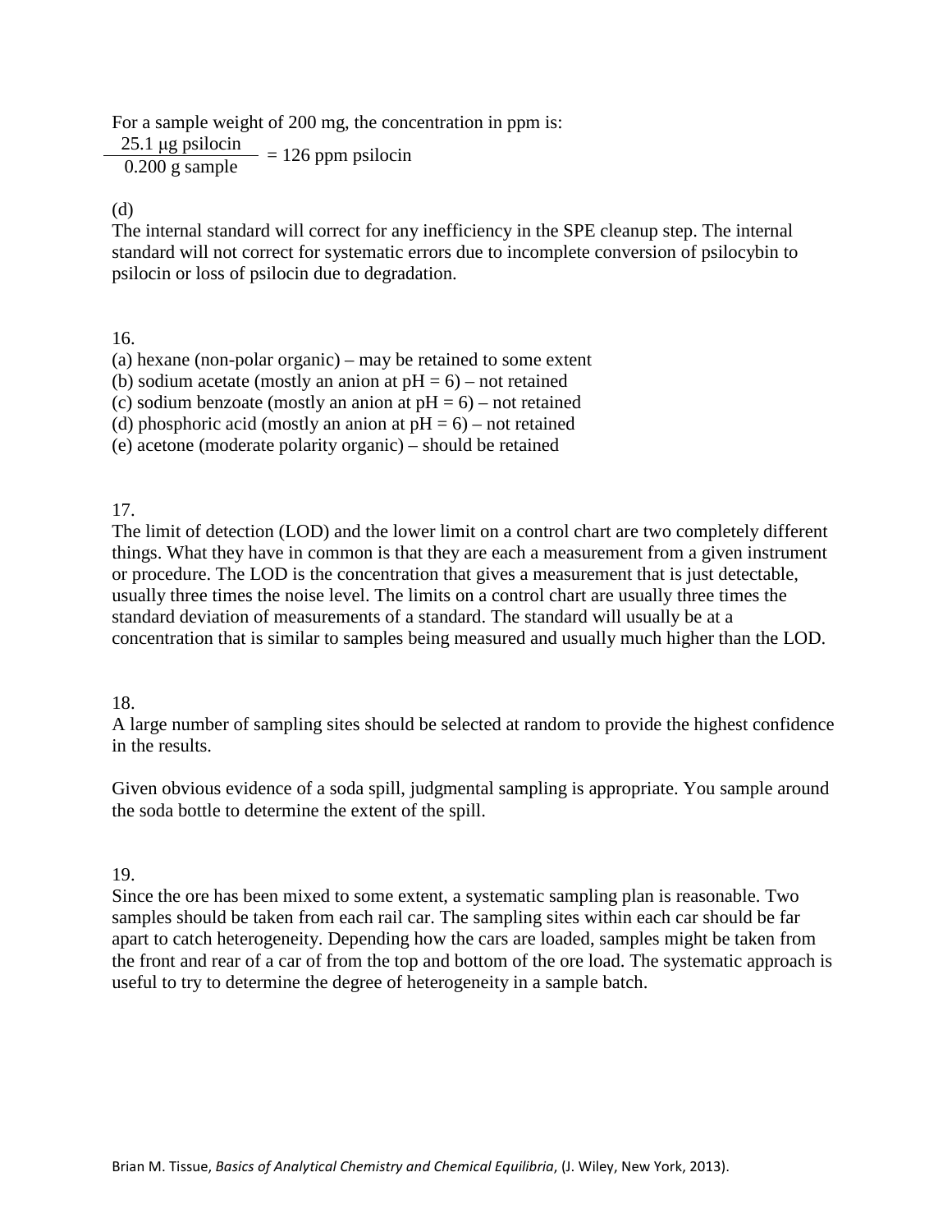For a sample weight of 200 mg, the concentration in ppm is:

$$\frac{25.1\ \mu\text{g psilocin}}{0.200\ \text{g sample}} = 126\ \text{ppm psilocin}$$

(d)
The internal standard will correct for any inefficiency in the SPE cleanup step. The internal standard will not correct for systematic errors due to incomplete conversion of psilocybin to psilocin or loss of psilocin due to degradation.

16.

(a) hexane (non-polar organic) – may be retained to some extent
(b) sodium acetate (mostly an anion at $pH = 6$) – not retained
(c) sodium benzoate (mostly an anion at $pH = 6$) – not retained
(d) phosphoric acid (mostly an anion at $pH = 6$) – not retained
(e) acetone (moderate polarity organic) – should be retained

17.

The limit of detection (LOD) and the lower limit on a control chart are two completely different things. What they have in common is that they are each a measurement from a given instrument or procedure. The LOD is the concentration that gives a measurement that is just detectable, usually three times the noise level. The limits on a control chart are usually three times the standard deviation of measurements of a standard. The standard will usually be at a concentration that is similar to samples being measured and usually much higher than the LOD.

18.

A large number of sampling sites should be selected at random to provide the highest confidence in the results.

Given obvious evidence of a soda spill, judgmental sampling is appropriate. You sample around the soda bottle to determine the extent of the spill.

19.

Since the ore has been mixed to some extent, a systematic sampling plan is reasonable. Two samples should be taken from each rail car. The sampling sites within each car should be far apart to catch heterogeneity. Depending how the cars are loaded, samples might be taken from the front and rear of a car of from the top and bottom of the ore load. The systematic approach is useful to try to determine the degree of heterogeneity in a sample batch.